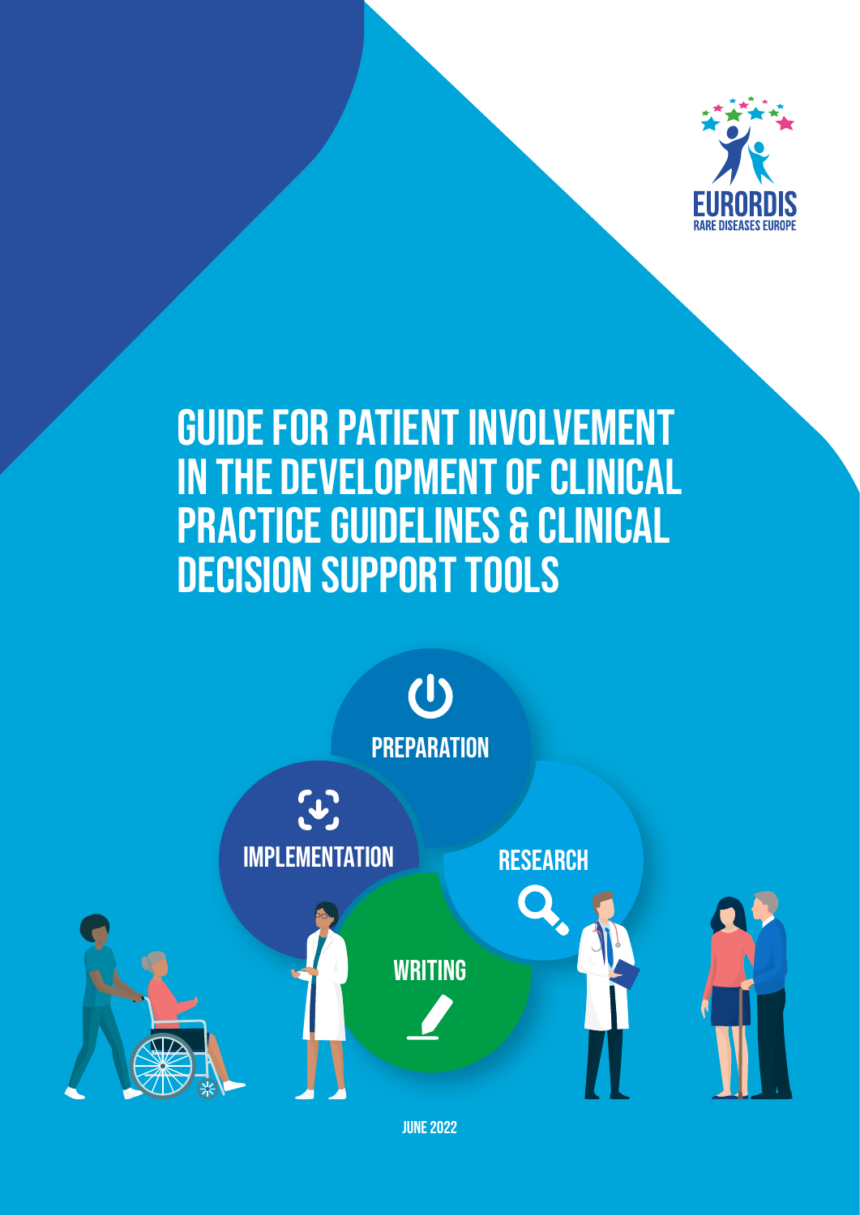EURORDIS
RARE DISEASES EUROPE

# GUIDE FOR PATIENT INVOLVEMENT IN THE DEVELOPMENT OF CLINICAL PRACTICE GUIDELINES & CLINICAL DECISION SUPPORT TOOLS

PREPARATION

IMPLEMENTATION

RESEARCH

WRITING

JUNE 2022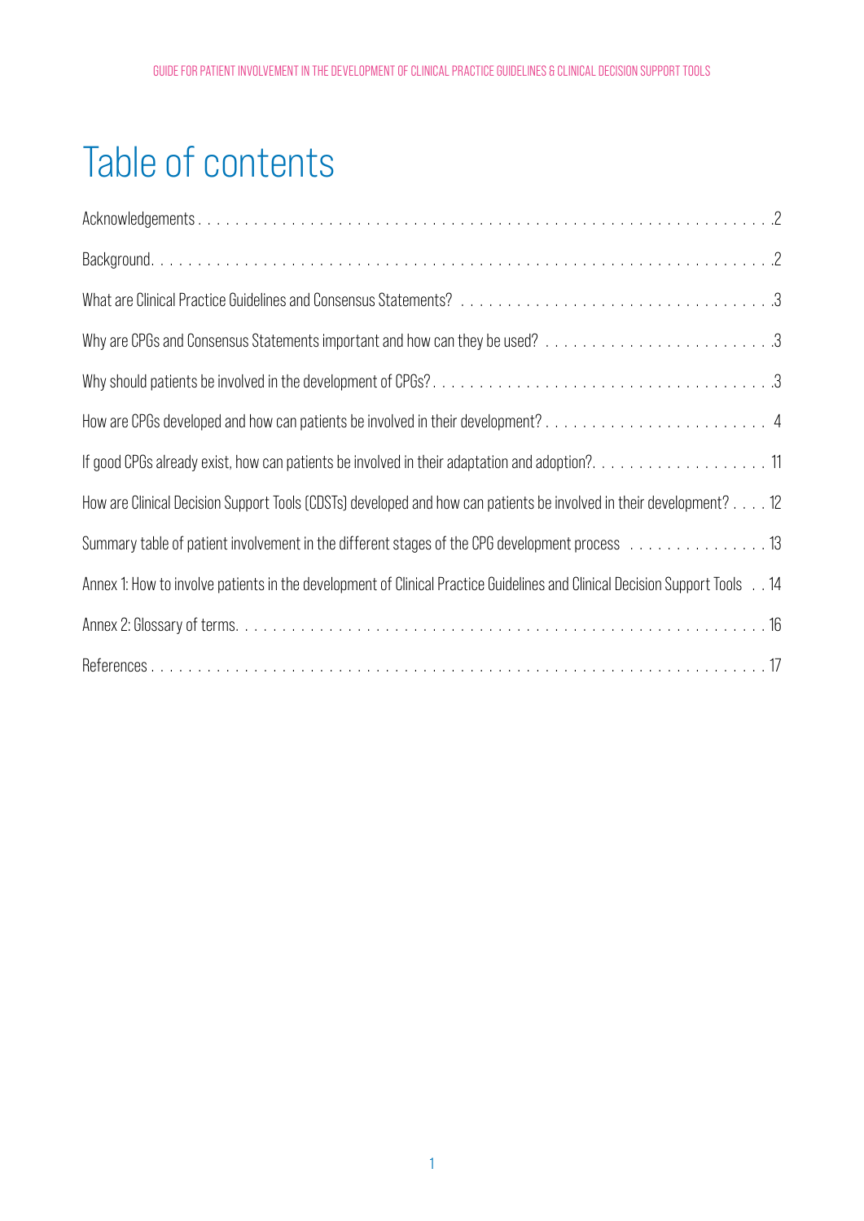# Table of contents

Acknowledgements . . . . . . . . . . . . . . . . . . . . . . . . . . . . . . . . . . . . . . . . . . . . . . . . . . . . . . . . . . . . . . . . .2

Background. . . . . . . . . . . . . . . . . . . . . . . . . . . . . . . . . . . . . . . . . . . . . . . . . . . . . . . . . . . . . . . . . . . .2

What are Clinical Practice Guidelines and Consensus Statements? . . . . . . . . . . . . . . . . . . . . . . . . . . . . . . . . .3

Why are CPGs and Consensus Statements important and how can they be used? . . . . . . . . . . . . . . . . . . . . . . . . .3

Why should patients be involved in the development of CPGs? . . . . . . . . . . . . . . . . . . . . . . . . . . . . . . . . . . . .3

How are CPGs developed and how can patients be involved in their development? . . . . . . . . . . . . . . . . . . . . . . . . 4

If good CPGs already exist, how can patients be involved in their adaptation and adoption?. . . . . . . . . . . . . . . . . . . 11

How are Clinical Decision Support Tools (CDSTs) developed and how can patients be involved in their development? . . . . 12

Summary table of patient involvement in the different stages of the CPG development process . . . . . . . . . . . . . . . 13

Annex 1: How to involve patients in the development of Clinical Practice Guidelines and Clinical Decision Support Tools . . 14

Annex 2: Glossary of terms. . . . . . . . . . . . . . . . . . . . . . . . . . . . . . . . . . . . . . . . . . . . . . . . . . . . . . . . . . 16

References . . . . . . . . . . . . . . . . . . . . . . . . . . . . . . . . . . . . . . . . . . . . . . . . . . . . . . . . . . . . . . . . . . . . 17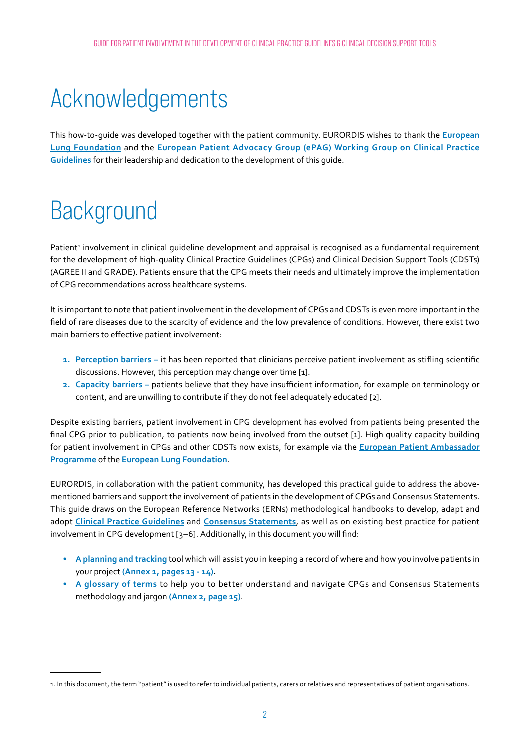# Acknowledgements

This how-to-guide was developed together with the patient community. EURORDIS wishes to thank the **European Lung Foundation** and the **European Patient Advocacy Group (ePAG) Working Group on Clinical Practice Guidelines** for their leadership and dedication to the development of this guide.

# Background

Patient[1] involvement in clinical guideline development and appraisal is recognised as a fundamental requirement for the development of high-quality Clinical Practice Guidelines (CPGs) and Clinical Decision Support Tools (CDSTs) (AGREE II and GRADE). Patients ensure that the CPG meets their needs and ultimately improve the implementation of CPG recommendations across healthcare systems.

It is important to note that patient involvement in the development of CPGs and CDSTs is even more important in the field of rare diseases due to the scarcity of evidence and the low prevalence of conditions. However, there exist two main barriers to effective patient involvement:

1. **Perception barriers –** it has been reported that clinicians perceive patient involvement as stifling scientific discussions. However, this perception may change over time [1].
2. **Capacity barriers –** patients believe that they have insufficient information, for example on terminology or content, and are unwilling to contribute if they do not feel adequately educated [2].

Despite existing barriers, patient involvement in CPG development has evolved from patients being presented the final CPG prior to publication, to patients now being involved from the outset [1]. High quality capacity building for patient involvement in CPGs and other CDSTs now exists, for example via the **European Patient Ambassador Programme** of the **European Lung Foundation**.

EURORDIS, in collaboration with the patient community, has developed this practical guide to address the above-mentioned barriers and support the involvement of patients in the development of CPGs and Consensus Statements. This guide draws on the European Reference Networks (ERNs) methodological handbooks to develop, adapt and adopt **Clinical Practice Guidelines** and **Consensus Statements**, as well as on existing best practice for patient involvement in CPG development [3–6]. Additionally, in this document you will find:

- **A planning and tracking** tool which will assist you in keeping a record of where and how you involve patients in your project **(Annex 1, pages 13 - 14).**
- **A glossary of terms** to help you to better understand and navigate CPGs and Consensus Statements methodology and jargon **(Annex 2, page 15)**.

1. In this document, the term "patient" is used to refer to individual patients, carers or relatives and representatives of patient organisations.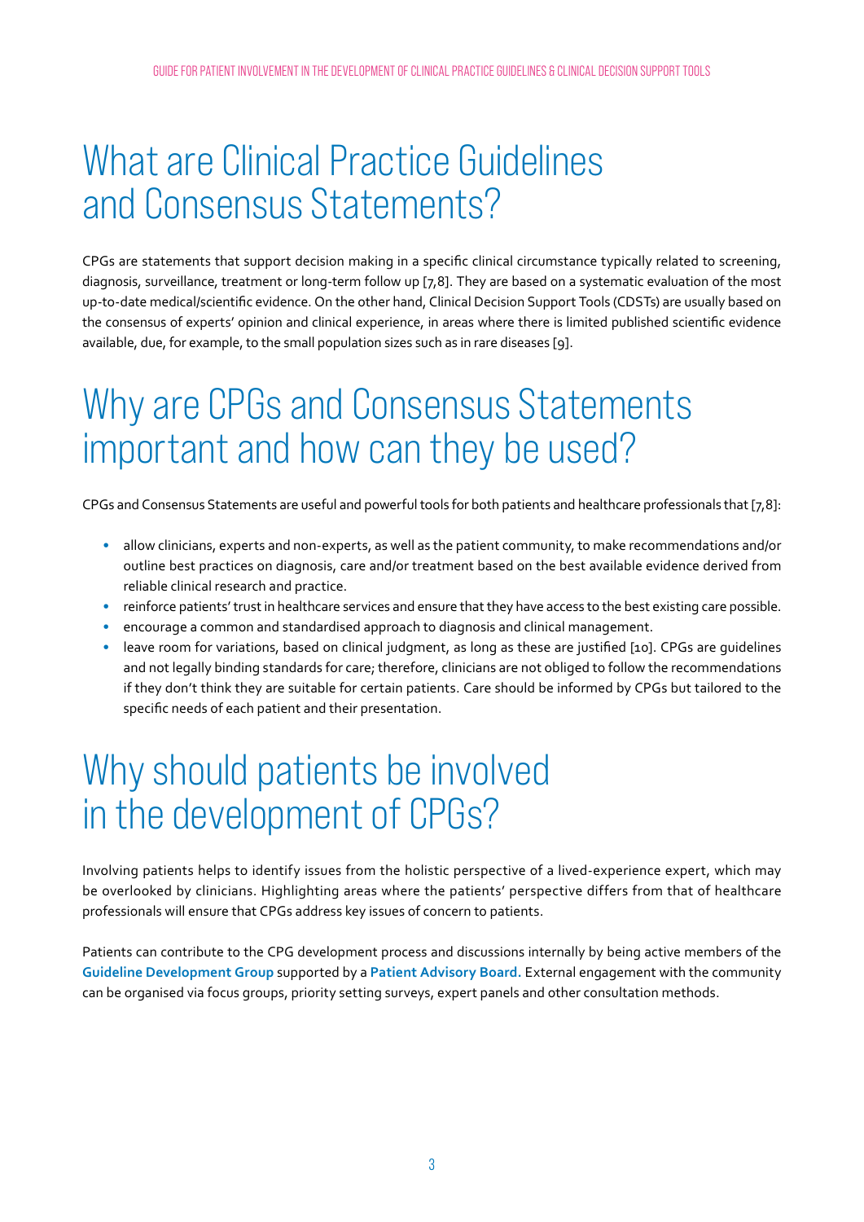# What are Clinical Practice Guidelines and Consensus Statements?

CPGs are statements that support decision making in a specific clinical circumstance typically related to screening, diagnosis, surveillance, treatment or long-term follow up [7,8]. They are based on a systematic evaluation of the most up-to-date medical/scientific evidence. On the other hand, Clinical Decision Support Tools (CDSTs) are usually based on the consensus of experts' opinion and clinical experience, in areas where there is limited published scientific evidence available, due, for example, to the small population sizes such as in rare diseases [9].

# Why are CPGs and Consensus Statements important and how can they be used?

CPGs and Consensus Statements are useful and powerful tools for both patients and healthcare professionals that [7,8]:

- allow clinicians, experts and non-experts, as well as the patient community, to make recommendations and/or outline best practices on diagnosis, care and/or treatment based on the best available evidence derived from reliable clinical research and practice.
- reinforce patients' trust in healthcare services and ensure that they have access to the best existing care possible.
- encourage a common and standardised approach to diagnosis and clinical management.
- leave room for variations, based on clinical judgment, as long as these are justified [10]. CPGs are guidelines and not legally binding standards for care; therefore, clinicians are not obliged to follow the recommendations if they don't think they are suitable for certain patients. Care should be informed by CPGs but tailored to the specific needs of each patient and their presentation.

# Why should patients be involved in the development of CPGs?

Involving patients helps to identify issues from the holistic perspective of a lived-experience expert, which may be overlooked by clinicians. Highlighting areas where the patients' perspective differs from that of healthcare professionals will ensure that CPGs address key issues of concern to patients.

Patients can contribute to the CPG development process and discussions internally by being active members of the **Guideline Development Group** supported by a **Patient Advisory Board.** External engagement with the community can be organised via focus groups, priority setting surveys, expert panels and other consultation methods.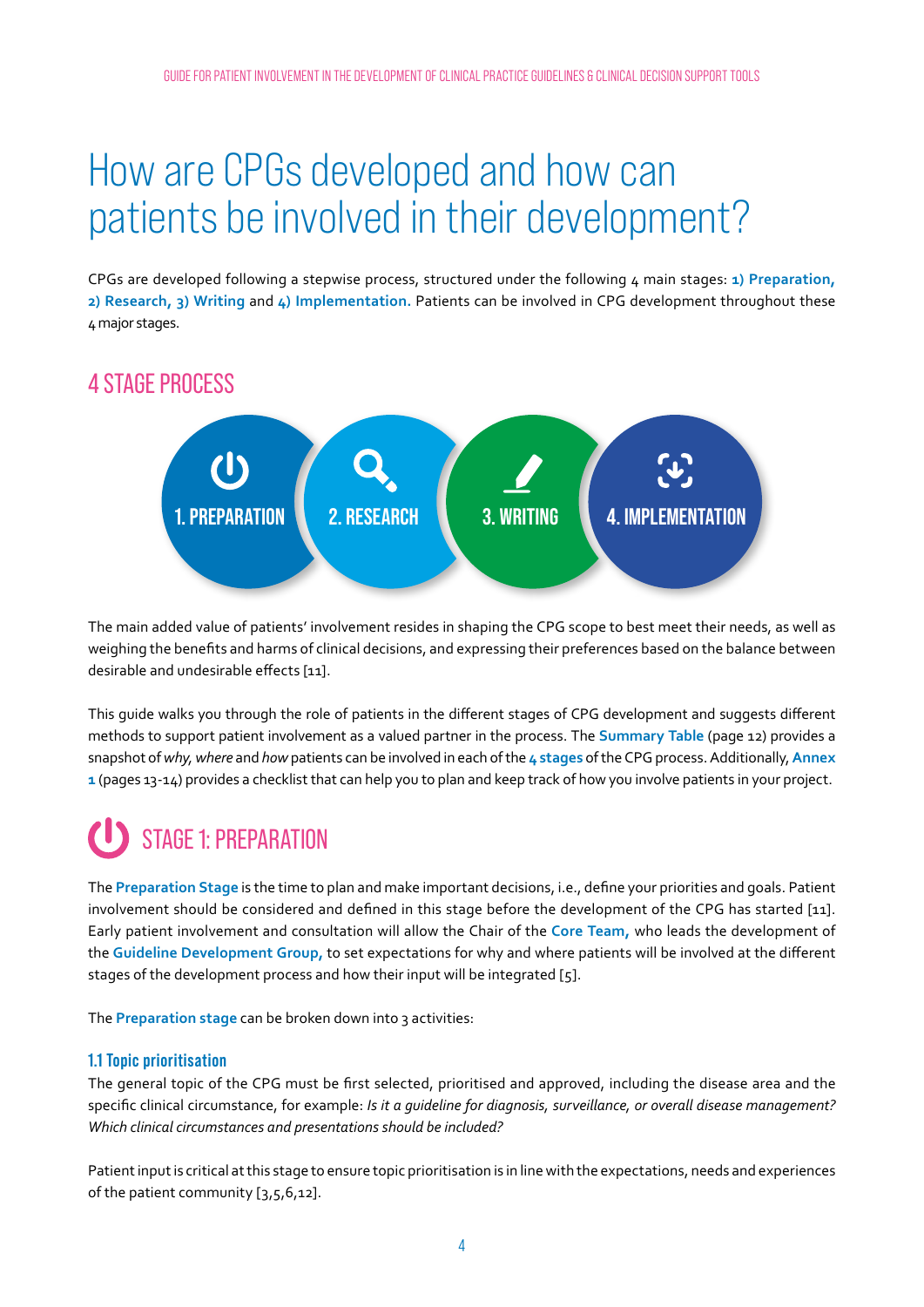# How are CPGs developed and how can patients be involved in their development?

CPGs are developed following a stepwise process, structured under the following 4 main stages: **1) Preparation, 2) Research, 3) Writing** and **4) Implementation.** Patients can be involved in CPG development throughout these 4 major stages.

## 4 STAGE PROCESS

1. PREPARATION
2. RESEARCH
3. WRITING
4. IMPLEMENTATION

The main added value of patients' involvement resides in shaping the CPG scope to best meet their needs, as well as weighing the benefits and harms of clinical decisions, and expressing their preferences based on the balance between desirable and undesirable effects [11].

This guide walks you through the role of patients in the different stages of CPG development and suggests different methods to support patient involvement as a valued partner in the process. The **Summary Table** (page 12) provides a snapshot of *why, where* and *how* patients can be involved in each of the **4 stages** of the CPG process. Additionally, **Annex 1** (pages 13-14) provides a checklist that can help you to plan and keep track of how you involve patients in your project.

## STAGE 1: PREPARATION

The **Preparation Stage** is the time to plan and make important decisions, i.e., define your priorities and goals. Patient involvement should be considered and defined in this stage before the development of the CPG has started [11]. Early patient involvement and consultation will allow the Chair of the **Core Team,** who leads the development of the **Guideline Development Group,** to set expectations for why and where patients will be involved at the different stages of the development process and how their input will be integrated [5].

The **Preparation stage** can be broken down into 3 activities:

### 1.1 Topic prioritisation

The general topic of the CPG must be first selected, prioritised and approved, including the disease area and the specific clinical circumstance, for example: *Is it a guideline for diagnosis, surveillance, or overall disease management? Which clinical circumstances and presentations should be included?*

Patient input is critical at this stage to ensure topic prioritisation is in line with the expectations, needs and experiences of the patient community [3,5,6,12].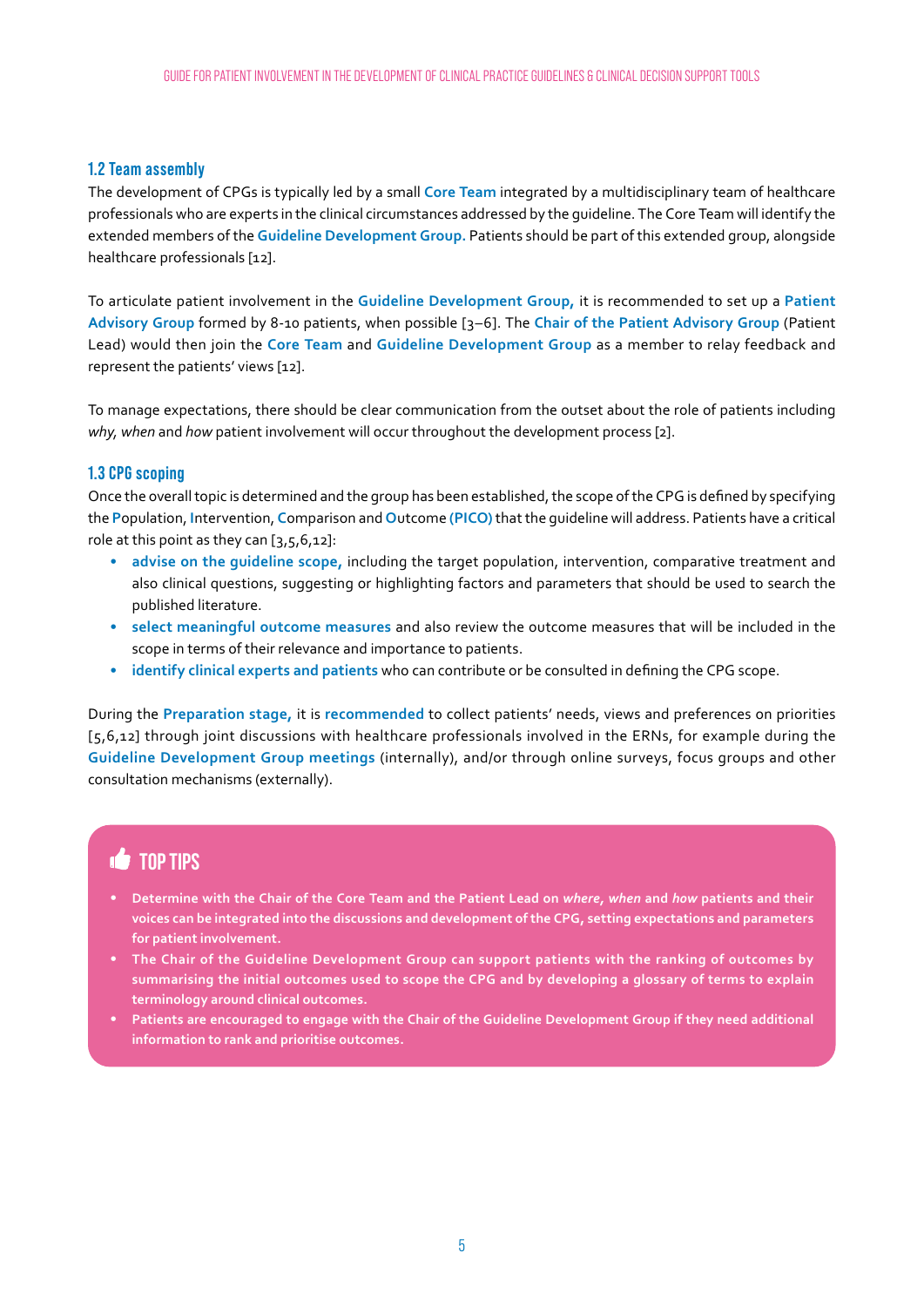### 1.2 Team assembly

The development of CPGs is typically led by a small **Core Team** integrated by a multidisciplinary team of healthcare professionals who are experts in the clinical circumstances addressed by the guideline. The Core Team will identify the extended members of the **Guideline Development Group.** Patients should be part of this extended group, alongside healthcare professionals [12].

To articulate patient involvement in the **Guideline Development Group,** it is recommended to set up a **Patient Advisory Group** formed by 8-10 patients, when possible [3–6]. The **Chair of the Patient Advisory Group** (Patient Lead) would then join the **Core Team** and **Guideline Development Group** as a member to relay feedback and represent the patients' views [12].

To manage expectations, there should be clear communication from the outset about the role of patients including *why, when* and *how* patient involvement will occur throughout the development process [2].

### 1.3 CPG scoping

Once the overall topic is determined and the group has been established, the scope of the CPG is defined by specifying the **P**opulation, **I**ntervention, **C**omparison and **O**utcome **(PICO)** that the guideline will address. Patients have a critical role at this point as they can [3,5,6,12]:

- **advise on the guideline scope,** including the target population, intervention, comparative treatment and also clinical questions, suggesting or highlighting factors and parameters that should be used to search the published literature.
- **select meaningful outcome measures** and also review the outcome measures that will be included in the scope in terms of their relevance and importance to patients.
- **identify clinical experts and patients** who can contribute or be consulted in defining the CPG scope.

During the **Preparation stage,** it is **recommended** to collect patients' needs, views and preferences on priorities [5,6,12] through joint discussions with healthcare professionals involved in the ERNs, for example during the **Guideline Development Group meetings** (internally), and/or through online surveys, focus groups and other consultation mechanisms (externally).

#### TOP TIPS

- **Determine with the Chair of the Core Team and the Patient Lead on *where, when* and *how* patients and their voices can be integrated into the discussions and development of the CPG, setting expectations and parameters for patient involvement.**
- **The Chair of the Guideline Development Group can support patients with the ranking of outcomes by summarising the initial outcomes used to scope the CPG and by developing a glossary of terms to explain terminology around clinical outcomes.**
- **Patients are encouraged to engage with the Chair of the Guideline Development Group if they need additional information to rank and prioritise outcomes.**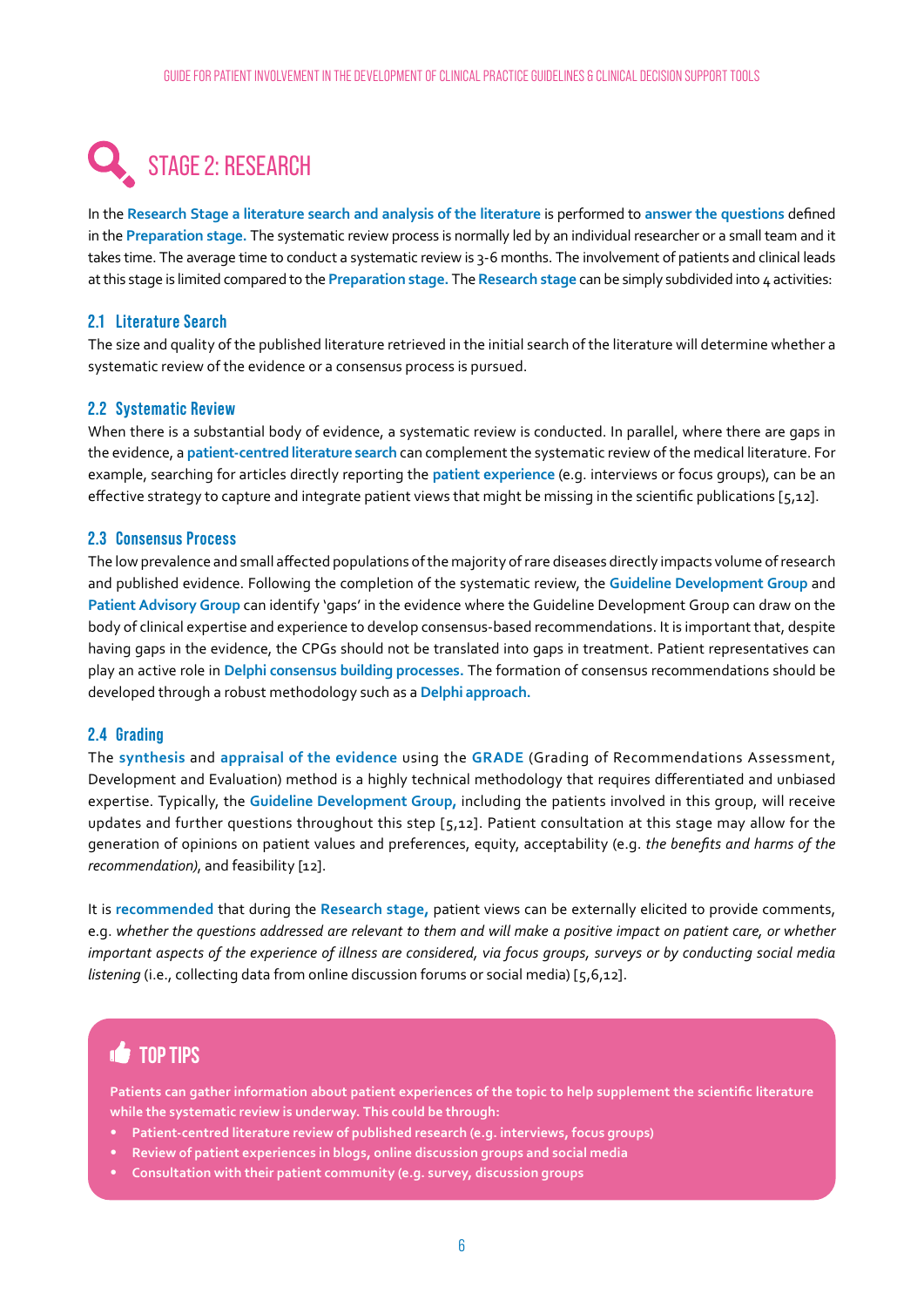# STAGE 2: RESEARCH

In the **Research Stage a literature search and analysis of the literature** is performed to **answer the questions** defined in the **Preparation stage.** The systematic review process is normally led by an individual researcher or a small team and it takes time. The average time to conduct a systematic review is 3-6 months. The involvement of patients and clinical leads at this stage is limited compared to the **Preparation stage.** The **Research stage** can be simply subdivided into 4 activities:

## 2.1 Literature Search

The size and quality of the published literature retrieved in the initial search of the literature will determine whether a systematic review of the evidence or a consensus process is pursued.

## 2.2 Systematic Review

When there is a substantial body of evidence, a systematic review is conducted. In parallel, where there are gaps in the evidence, a **patient-centred literature search** can complement the systematic review of the medical literature. For example, searching for articles directly reporting the **patient experience** (e.g. interviews or focus groups), can be an effective strategy to capture and integrate patient views that might be missing in the scientific publications [5,12].

## 2.3 Consensus Process

The low prevalence and small affected populations of the majority of rare diseases directly impacts volume of research and published evidence. Following the completion of the systematic review, the **Guideline Development Group** and **Patient Advisory Group** can identify 'gaps' in the evidence where the Guideline Development Group can draw on the body of clinical expertise and experience to develop consensus-based recommendations. It is important that, despite having gaps in the evidence, the CPGs should not be translated into gaps in treatment. Patient representatives can play an active role in **Delphi consensus building processes.** The formation of consensus recommendations should be developed through a robust methodology such as a **Delphi approach.**

## 2.4 Grading

The **synthesis** and **appraisal of the evidence** using the **GRADE** (Grading of Recommendations Assessment, Development and Evaluation) method is a highly technical methodology that requires differentiated and unbiased expertise. Typically, the **Guideline Development Group,** including the patients involved in this group, will receive updates and further questions throughout this step [5,12]. Patient consultation at this stage may allow for the generation of opinions on patient values and preferences, equity, acceptability (e.g. *the benefits and harms of the recommendation)*, and feasibility [12].

It is **recommended** that during the **Research stage,** patient views can be externally elicited to provide comments, e.g. *whether the questions addressed are relevant to them and will make a positive impact on patient care, or whether important aspects of the experience of illness are considered, via focus groups, surveys or by conducting social media listening* (i.e., collecting data from online discussion forums or social media) [5,6,12].

### TOP TIPS

**Patients can gather information about patient experiences of the topic to help supplement the scientific literature while the systematic review is underway. This could be through:**

- **Patient-centred literature review of published research (e.g. interviews, focus groups)**
- **Review of patient experiences in blogs, online discussion groups and social media**
- **Consultation with their patient community (e.g. survey, discussion groups**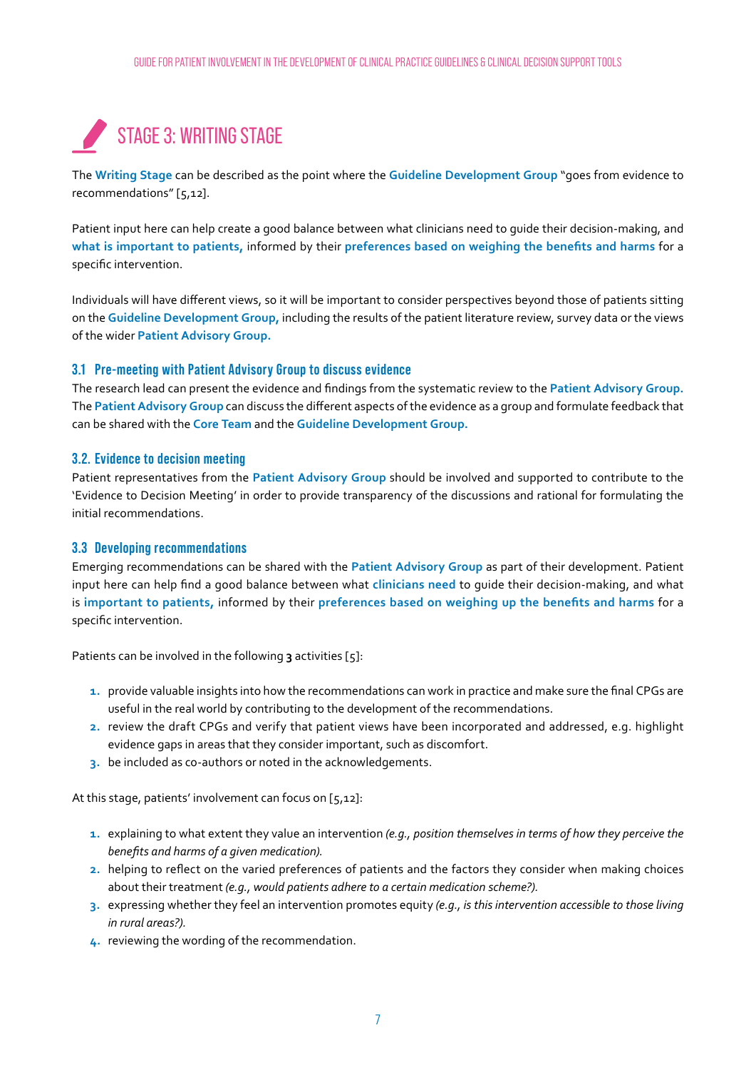# STAGE 3: WRITING STAGE

The **Writing Stage** can be described as the point where the **Guideline Development Group** "goes from evidence to recommendations" [5,12].

Patient input here can help create a good balance between what clinicians need to guide their decision-making, and **what is important to patients,** informed by their **preferences based on weighing the benefits and harms** for a specific intervention.

Individuals will have different views, so it will be important to consider perspectives beyond those of patients sitting on the **Guideline Development Group,** including the results of the patient literature review, survey data or the views of the wider **Patient Advisory Group.**

### 3.1 Pre-meeting with Patient Advisory Group to discuss evidence

The research lead can present the evidence and findings from the systematic review to the **Patient Advisory Group.** The **Patient Advisory Group** can discuss the different aspects of the evidence as a group and formulate feedback that can be shared with the **Core Team** and the **Guideline Development Group.**

### 3.2. Evidence to decision meeting

Patient representatives from the **Patient Advisory Group** should be involved and supported to contribute to the 'Evidence to Decision Meeting' in order to provide transparency of the discussions and rational for formulating the initial recommendations.

### 3.3 Developing recommendations

Emerging recommendations can be shared with the **Patient Advisory Group** as part of their development. Patient input here can help find a good balance between what **clinicians need** to guide their decision-making, and what is **important to patients,** informed by their **preferences based on weighing up the benefits and harms** for a specific intervention.

Patients can be involved in the following **3** activities [5]:

1. provide valuable insights into how the recommendations can work in practice and make sure the final CPGs are useful in the real world by contributing to the development of the recommendations.
2. review the draft CPGs and verify that patient views have been incorporated and addressed, e.g. highlight evidence gaps in areas that they consider important, such as discomfort.
3. be included as co-authors or noted in the acknowledgements.

At this stage, patients' involvement can focus on [5,12]:

1. explaining to what extent they value an intervention *(e.g., position themselves in terms of how they perceive the benefits and harms of a given medication).*
2. helping to reflect on the varied preferences of patients and the factors they consider when making choices about their treatment *(e.g., would patients adhere to a certain medication scheme?).*
3. expressing whether they feel an intervention promotes equity *(e.g., is this intervention accessible to those living in rural areas?).*
4. reviewing the wording of the recommendation.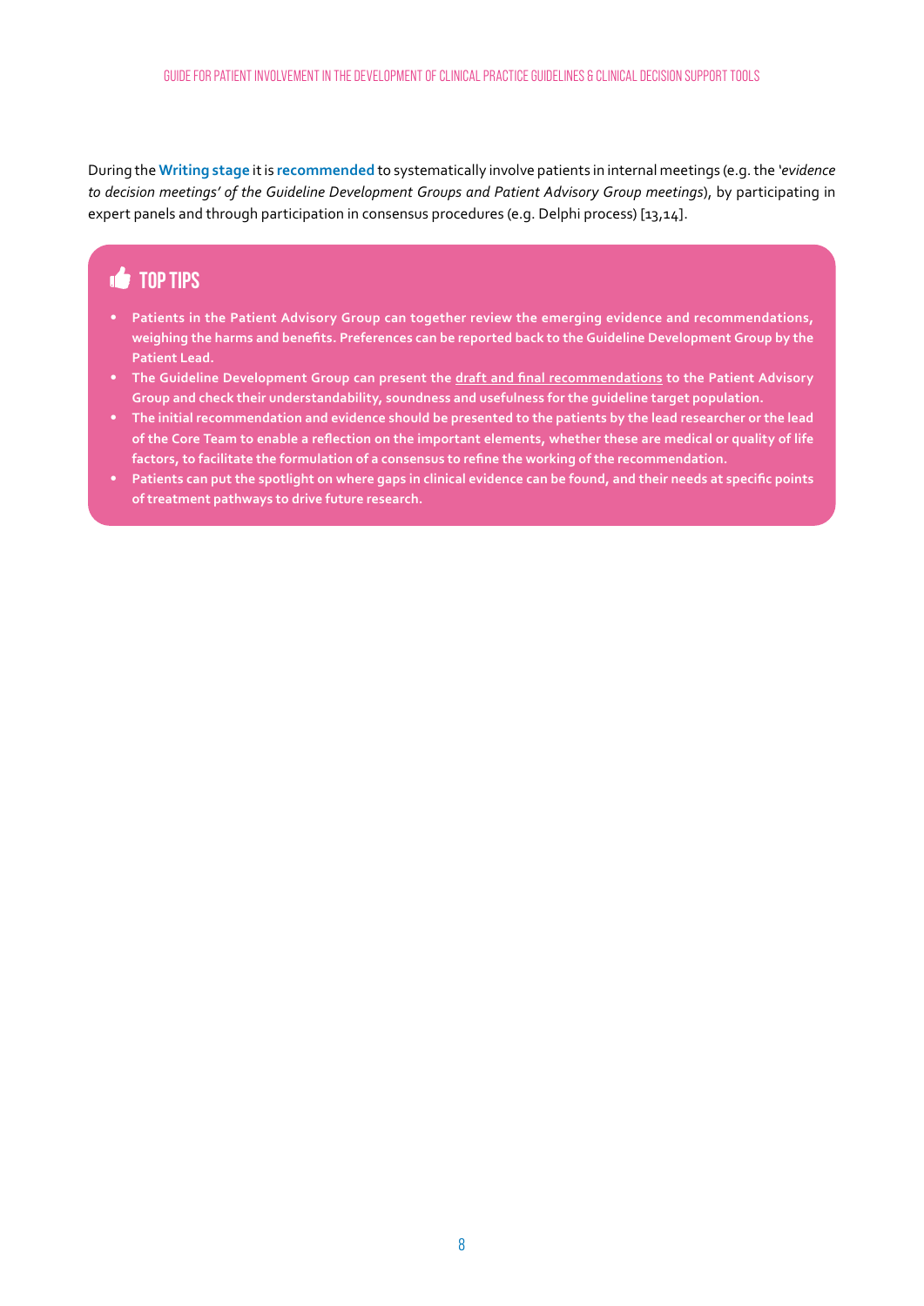During the **Writing stage** it is **recommended** to systematically involve patients in internal meetings (e.g. the *'evidence to decision meetings' of the Guideline Development Groups and Patient Advisory Group meetings*), by participating in expert panels and through participation in consensus procedures (e.g. Delphi process) [13,14].

## TOP TIPS

- **Patients in the Patient Advisory Group can together review the emerging evidence and recommendations, weighing the harms and benefits. Preferences can be reported back to the Guideline Development Group by the Patient Lead.**
- **The Guideline Development Group can present the draft and final recommendations to the Patient Advisory Group and check their understandability, soundness and usefulness for the guideline target population.**
- **The initial recommendation and evidence should be presented to the patients by the lead researcher or the lead of the Core Team to enable a reflection on the important elements, whether these are medical or quality of life factors, to facilitate the formulation of a consensus to refine the working of the recommendation.**
- **Patients can put the spotlight on where gaps in clinical evidence can be found, and their needs at specific points of treatment pathways to drive future research.**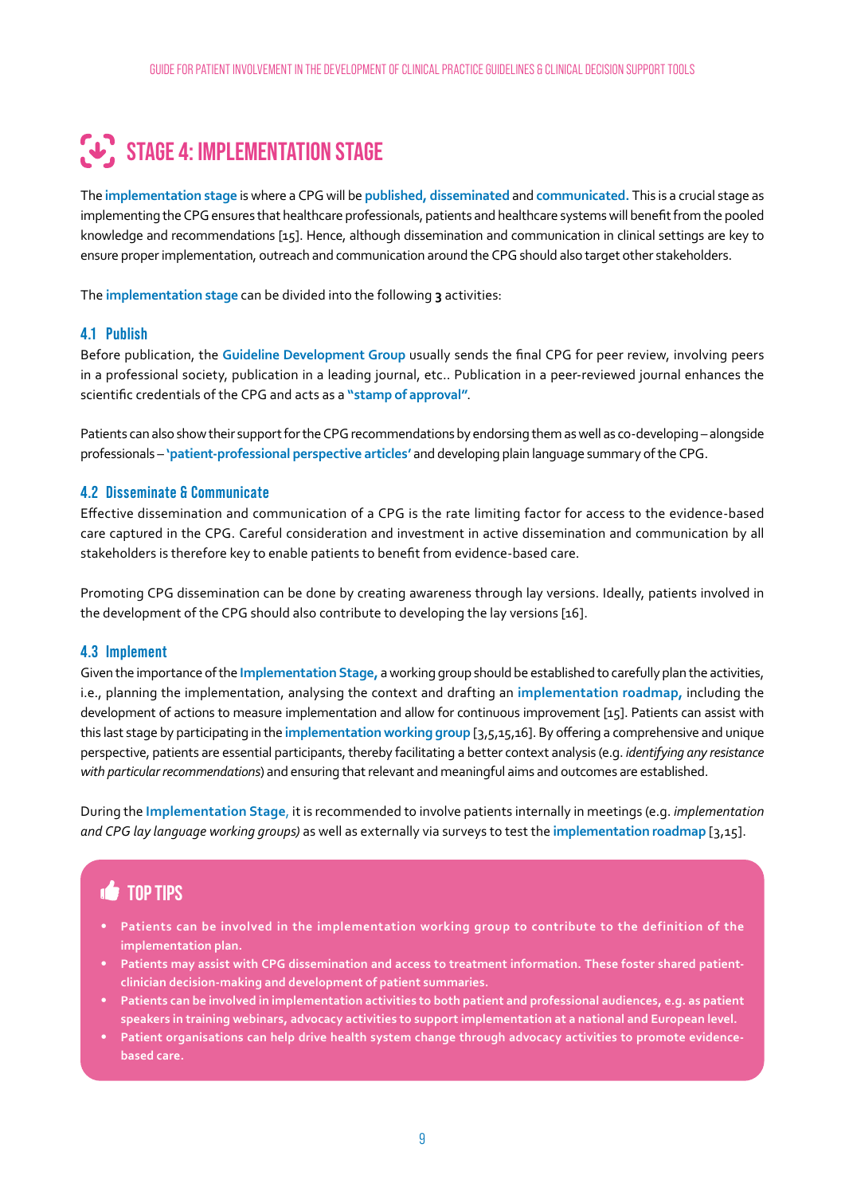# STAGE 4: IMPLEMENTATION STAGE

The **implementation stage** is where a CPG will be **published, disseminated** and **communicated.** This is a crucial stage as implementing the CPG ensures that healthcare professionals, patients and healthcare systems will benefit from the pooled knowledge and recommendations [15]. Hence, although dissemination and communication in clinical settings are key to ensure proper implementation, outreach and communication around the CPG should also target other stakeholders.

The **implementation stage** can be divided into the following **3** activities:

## 4.1 Publish

Before publication, the **Guideline Development Group** usually sends the final CPG for peer review, involving peers in a professional society, publication in a leading journal, etc.. Publication in a peer-reviewed journal enhances the scientific credentials of the CPG and acts as a **"stamp of approval"**.

Patients can also show their support for the CPG recommendations by endorsing them as well as co-developing – alongside professionals – **'patient-professional perspective articles'** and developing plain language summary of the CPG.

## 4.2 Disseminate & Communicate

Effective dissemination and communication of a CPG is the rate limiting factor for access to the evidence-based care captured in the CPG. Careful consideration and investment in active dissemination and communication by all stakeholders is therefore key to enable patients to benefit from evidence-based care.

Promoting CPG dissemination can be done by creating awareness through lay versions. Ideally, patients involved in the development of the CPG should also contribute to developing the lay versions [16].

## 4.3 Implement

Given the importance of the **Implementation Stage,** a working group should be established to carefully plan the activities, i.e., planning the implementation, analysing the context and drafting an **implementation roadmap,** including the development of actions to measure implementation and allow for continuous improvement [15]. Patients can assist with this last stage by participating in the **implementation working group** [3,5,15,16]. By offering a comprehensive and unique perspective, patients are essential participants, thereby facilitating a better context analysis (e.g. *identifying any resistance with particular recommendations*) and ensuring that relevant and meaningful aims and outcomes are established.

During the **Implementation Stage,** it is recommended to involve patients internally in meetings (e.g. *implementation and CPG lay language working groups)* as well as externally via surveys to test the **implementation roadmap** [3,15].

## TOP TIPS

- **Patients can be involved in the implementation working group to contribute to the definition of the implementation plan.**
- **Patients may assist with CPG dissemination and access to treatment information. These foster shared patient-clinician decision-making and development of patient summaries.**
- **Patients can be involved in implementation activities to both patient and professional audiences, e.g. as patient speakers in training webinars, advocacy activities to support implementation at a national and European level.**
- **Patient organisations can help drive health system change through advocacy activities to promote evidence-based care.**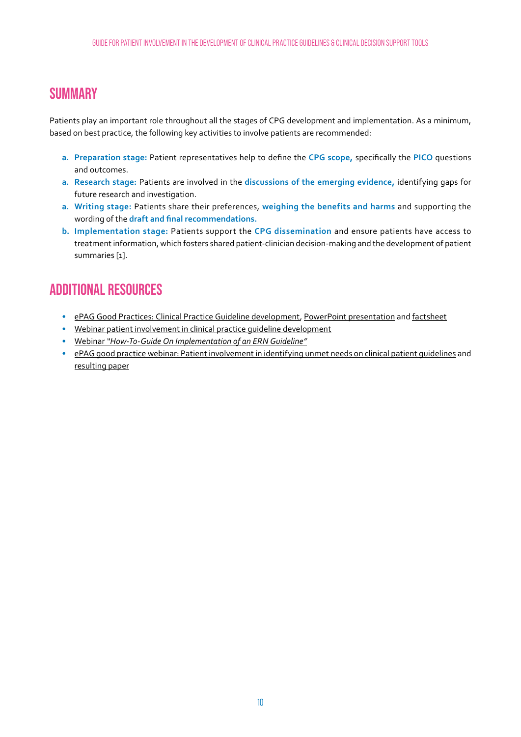## SUMMARY

Patients play an important role throughout all the stages of CPG development and implementation. As a minimum, based on best practice, the following key activities to involve patients are recommended:

a. **Preparation stage:** Patient representatives help to define the **CPG scope,** specifically the **PICO** questions and outcomes.
a. **Research stage:** Patients are involved in the **discussions of the emerging evidence,** identifying gaps for future research and investigation.
a. **Writing stage:** Patients share their preferences, **weighing the benefits and harms** and supporting the wording of the **draft and final recommendations.**
b. **Implementation stage:** Patients support the **CPG dissemination** and ensure patients have access to treatment information, which fosters shared patient-clinician decision-making and the development of patient summaries [1].

## ADDITIONAL RESOURCES

- ePAG Good Practices: Clinical Practice Guideline development, PowerPoint presentation and factsheet
- Webinar patient involvement in clinical practice guideline development
- Webinar "*How-To-Guide On Implementation of an ERN Guideline"*
- ePAG good practice webinar: Patient involvement in identifying unmet needs on clinical patient guidelines and resulting paper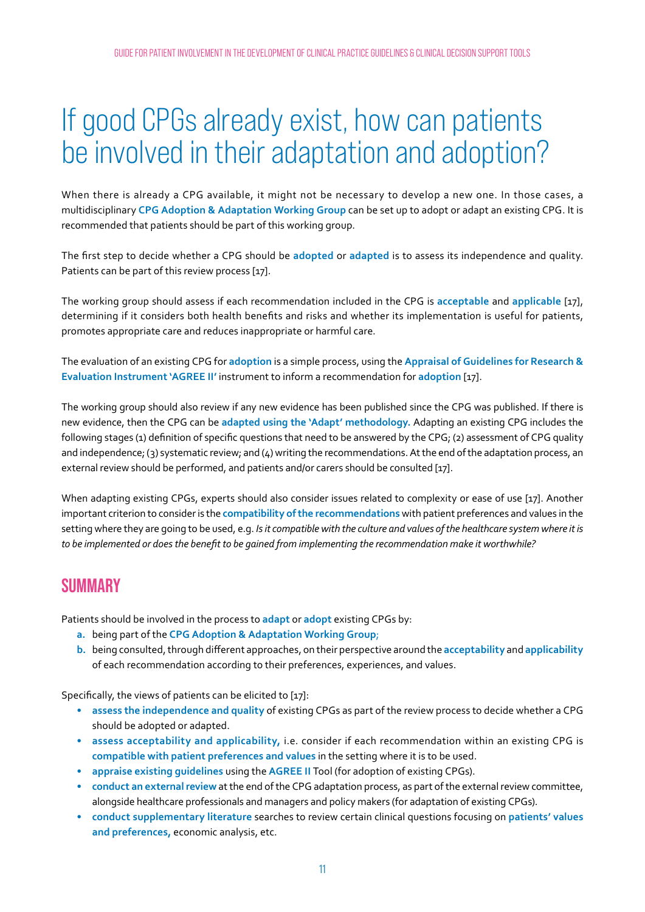# If good CPGs already exist, how can patients be involved in their adaptation and adoption?

When there is already a CPG available, it might not be necessary to develop a new one. In those cases, a multidisciplinary **CPG Adoption & Adaptation Working Group** can be set up to adopt or adapt an existing CPG. It is recommended that patients should be part of this working group.

The first step to decide whether a CPG should be **adopted** or **adapted** is to assess its independence and quality. Patients can be part of this review process [17].

The working group should assess if each recommendation included in the CPG is **acceptable** and **applicable** [17], determining if it considers both health benefits and risks and whether its implementation is useful for patients, promotes appropriate care and reduces inappropriate or harmful care.

The evaluation of an existing CPG for **adoption** is a simple process, using the **Appraisal of Guidelines for Research & Evaluation Instrument 'AGREE II'** instrument to inform a recommendation for **adoption** [17].

The working group should also review if any new evidence has been published since the CPG was published. If there is new evidence, then the CPG can be **adapted using the 'Adapt' methodology.** Adapting an existing CPG includes the following stages (1) definition of specific questions that need to be answered by the CPG; (2) assessment of CPG quality and independence; (3) systematic review; and (4) writing the recommendations. At the end of the adaptation process, an external review should be performed, and patients and/or carers should be consulted [17].

When adapting existing CPGs, experts should also consider issues related to complexity or ease of use [17]. Another important criterion to consider is the **compatibility of the recommendations** with patient preferences and values in the setting where they are going to be used, e.g. *Is it compatible with the culture and values of the healthcare system where it is to be implemented or does the benefit to be gained from implementing the recommendation make it worthwhile?*

## SUMMARY

Patients should be involved in the process to **adapt** or **adopt** existing CPGs by:

a. being part of the **CPG Adoption & Adaptation Working Group;**
b. being consulted, through different approaches, on their perspective around the **acceptability** and **applicability** of each recommendation according to their preferences, experiences, and values.

Specifically, the views of patients can be elicited to [17]:

- **assess the independence and quality** of existing CPGs as part of the review process to decide whether a CPG should be adopted or adapted.
- **assess acceptability and applicability,** i.e. consider if each recommendation within an existing CPG is **compatible with patient preferences and values** in the setting where it is to be used.
- **appraise existing guidelines** using the **AGREE II** Tool (for adoption of existing CPGs).
- **conduct an external review** at the end of the CPG adaptation process, as part of the external review committee, alongside healthcare professionals and managers and policy makers (for adaptation of existing CPGs).
- **conduct supplementary literature** searches to review certain clinical questions focusing on **patients' values and preferences,** economic analysis, etc.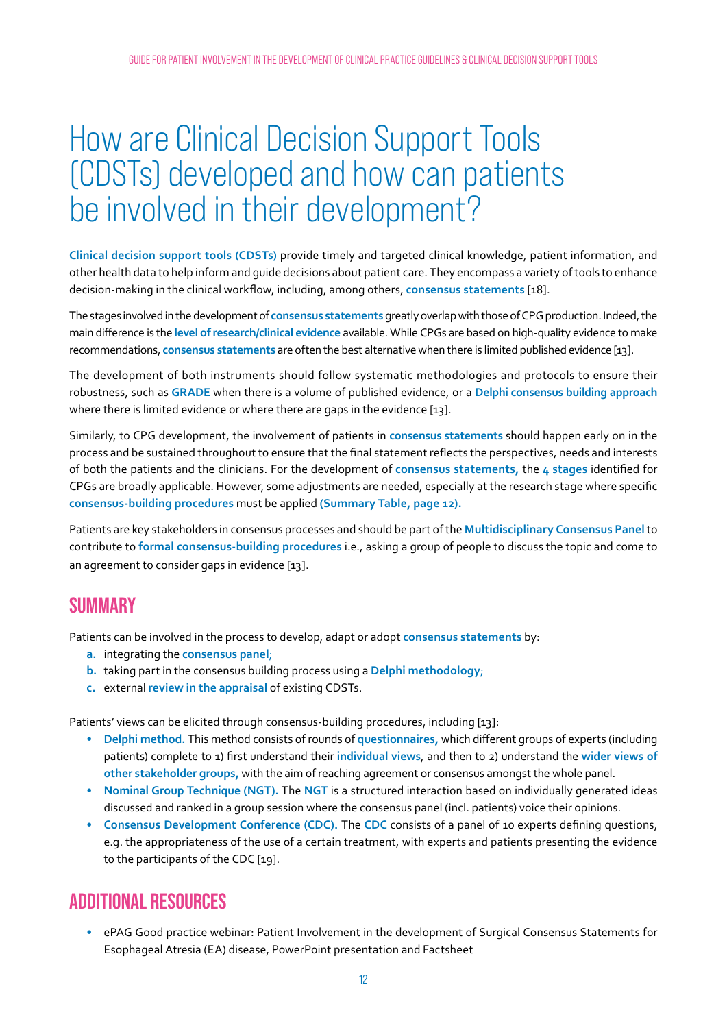# How are Clinical Decision Support Tools (CDSTs) developed and how can patients be involved in their development?

**Clinical decision support tools (CDSTs)** provide timely and targeted clinical knowledge, patient information, and other health data to help inform and guide decisions about patient care. They encompass a variety of tools to enhance decision-making in the clinical workflow, including, among others, **consensus statements** [18].

The stages involved in the development of **consensus statements** greatly overlap with those of CPG production. Indeed, the main difference is the **level of research/clinical evidence** available. While CPGs are based on high-quality evidence to make recommendations, **consensus statements** are often the best alternative when there is limited published evidence [13].

The development of both instruments should follow systematic methodologies and protocols to ensure their robustness, such as **GRADE** when there is a volume of published evidence, or a **Delphi consensus building approach** where there is limited evidence or where there are gaps in the evidence [13].

Similarly, to CPG development, the involvement of patients in **consensus statements** should happen early on in the process and be sustained throughout to ensure that the final statement reflects the perspectives, needs and interests of both the patients and the clinicians. For the development of **consensus statements,** the **4 stages** identified for CPGs are broadly applicable. However, some adjustments are needed, especially at the research stage where specific **consensus-building procedures** must be applied **(Summary Table, page 12).**

Patients are key stakeholders in consensus processes and should be part of the **Multidisciplinary Consensus Panel** to contribute to **formal consensus-building procedures** i.e., asking a group of people to discuss the topic and come to an agreement to consider gaps in evidence [13].

## SUMMARY

Patients can be involved in the process to develop, adapt or adopt **consensus statements** by:

- **a.** integrating the **consensus panel**;
- **b.** taking part in the consensus building process using a **Delphi methodology**;
- **c.** external **review in the appraisal** of existing CDSTs.

Patients' views can be elicited through consensus-building procedures, including [13]:

- **Delphi method.** This method consists of rounds of **questionnaires,** which different groups of experts (including patients) complete to 1) first understand their **individual views**, and then to 2) understand the **wider views of other stakeholder groups,** with the aim of reaching agreement or consensus amongst the whole panel.
- **Nominal Group Technique (NGT).** The **NGT** is a structured interaction based on individually generated ideas discussed and ranked in a group session where the consensus panel (incl. patients) voice their opinions.
- **Consensus Development Conference (CDC).** The **CDC** consists of a panel of 10 experts defining questions, e.g. the appropriateness of the use of a certain treatment, with experts and patients presenting the evidence to the participants of the CDC [19].

## ADDITIONAL RESOURCES

- ePAG Good practice webinar: Patient Involvement in the development of Surgical Consensus Statements for Esophageal Atresia (EA) disease, PowerPoint presentation and Factsheet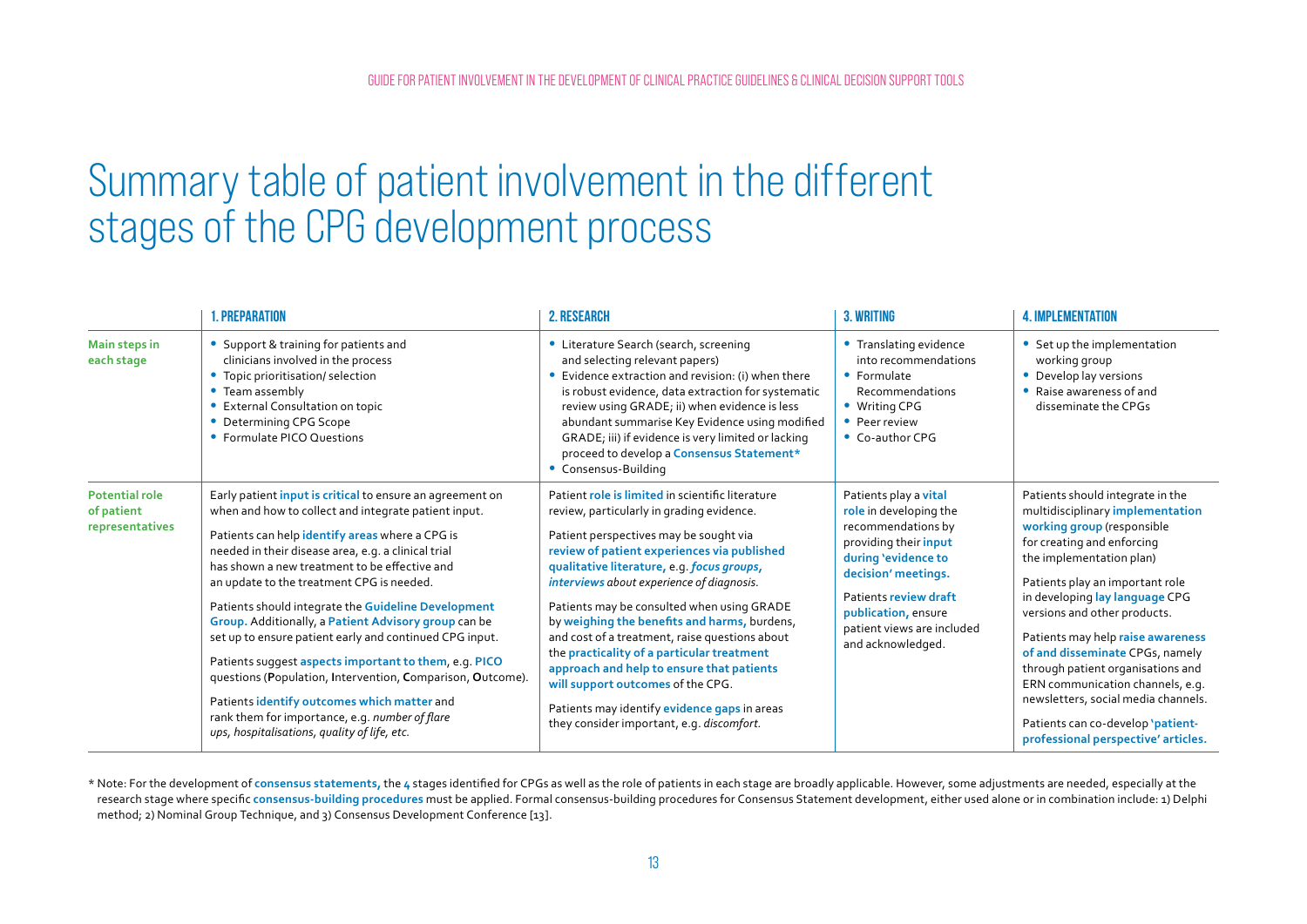# Summary table of patient involvement in the different stages of the CPG development process

| | 1. PREPARATION | 2. RESEARCH | 3. WRITING | 4. IMPLEMENTATION |
|---|---|---|---|---|
| **Main steps in each stage** | • Support & training for patients and clinicians involved in the process<br>• Topic prioritisation/ selection<br>• Team assembly<br>• External Consultation on topic<br>• Determining CPG Scope<br>• Formulate PICO Questions | • Literature Search (search, screening and selecting relevant papers)<br>• Evidence extraction and revision: (i) when there is robust evidence, data extraction for systematic review using GRADE; ii) when evidence is less abundant summarise Key Evidence using modified GRADE; iii) if evidence is very limited or lacking proceed to develop a **Consensus Statement***<br>• Consensus-Building | • Translating evidence into recommendations<br>• Formulate Recommendations<br>• Writing CPG<br>• Peer review<br>• Co-author CPG | • Set up the implementation working group<br>• Develop lay versions<br>• Raise awareness of and disseminate the CPGs |
| **Potential role of patient representatives** | Early patient **input is critical** to ensure an agreement on when and how to collect and integrate patient input.<br><br>Patients can help **identify areas** where a CPG is needed in their disease area, e.g. a clinical trial has shown a new treatment to be effective and an update to the treatment CPG is needed.<br><br>Patients should integrate the **Guideline Development Group.** Additionally, a **Patient Advisory group** can be set up to ensure patient early and continued CPG input.<br><br>Patients suggest **aspects important to them**, e.g. **PICO** questions (**P**opulation, **I**ntervention, **C**omparison, **O**utcome).<br><br>Patients **identify outcomes which matter** and rank them for importance, e.g. *number of flare ups, hospitalisations, quality of life, etc.* | Patient **role is limited** in scientific literature review, particularly in grading evidence.<br><br>Patient perspectives may be sought via **review of patient experiences via published qualitative literature,** e.g. ***focus groups, interviews*** *about experience of diagnosis.*<br><br>Patients may be consulted when using GRADE by **weighing the benefits and harms,** burdens, and cost of a treatment, raise questions about the **practicality of a particular treatment approach and help to ensure that patients will support outcomes** of the CPG.<br><br>Patients may identify **evidence gaps** in areas they consider important, e.g. *discomfort.* | Patients play a **vital role** in developing the recommendations by providing their **input during 'evidence to decision' meetings.**<br><br>Patients **review draft publication,** ensure patient views are included and acknowledged. | Patients should integrate in the multidisciplinary **implementation working group** (responsible for creating and enforcing the implementation plan)<br><br>Patients play an important role in developing **lay language** CPG versions and other products.<br><br>Patients may help **raise awareness of and disseminate** CPGs, namely through patient organisations and ERN communication channels, e.g. newsletters, social media channels.<br><br>Patients can co-develop **'patient-professional perspective' articles.** |

* Note: For the development of **consensus statements,** the **4** stages identified for CPGs as well as the role of patients in each stage are broadly applicable. However, some adjustments are needed, especially at the research stage where specific **consensus-building procedures** must be applied. Formal consensus-building procedures for Consensus Statement development, either used alone or in combination include: 1) Delphi method; 2) Nominal Group Technique, and 3) Consensus Development Conference [13].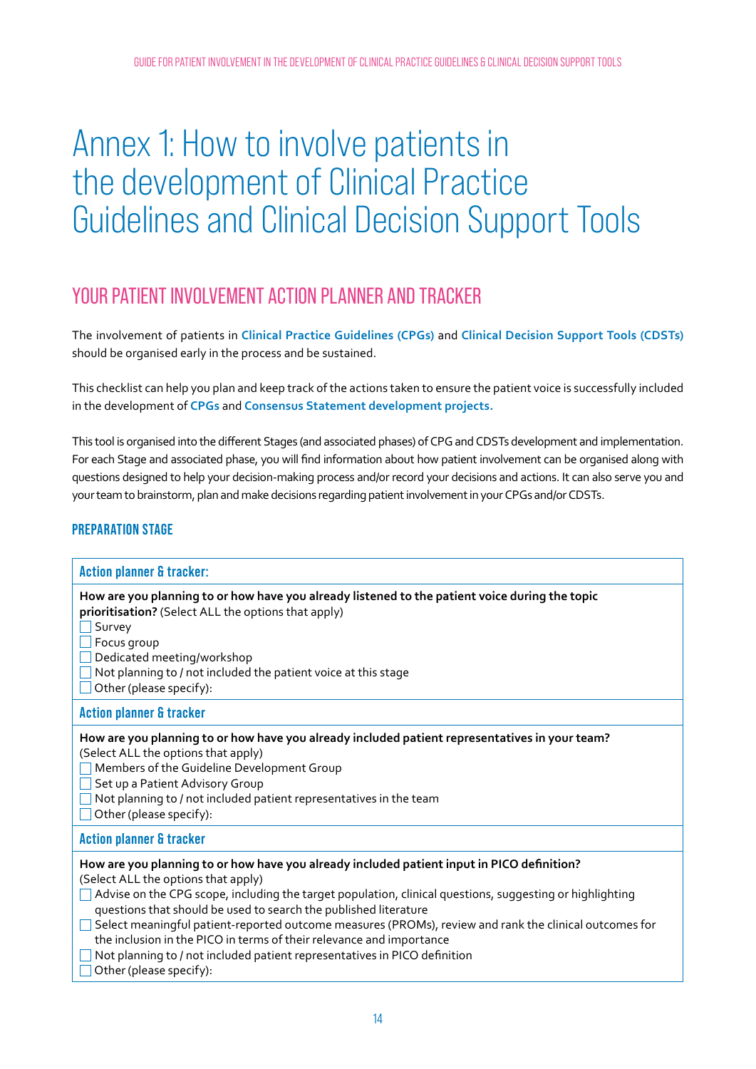# Annex 1: How to involve patients in the development of Clinical Practice Guidelines and Clinical Decision Support Tools

## YOUR PATIENT INVOLVEMENT ACTION PLANNER AND TRACKER

The involvement of patients in **Clinical Practice Guidelines (CPGs)** and **Clinical Decision Support Tools (CDSTs)** should be organised early in the process and be sustained.

This checklist can help you plan and keep track of the actions taken to ensure the patient voice is successfully included in the development of **CPGs** and **Consensus Statement development projects.**

This tool is organised into the different Stages (and associated phases) of CPG and CDSTs development and implementation. For each Stage and associated phase, you will find information about how patient involvement can be organised along with questions designed to help your decision-making process and/or record your decisions and actions. It can also serve you and your team to brainstorm, plan and make decisions regarding patient involvement in your CPGs and/or CDSTs.

### PREPARATION STAGE

**Action planner & tracker:**

**How are you planning to or how have you already listened to the patient voice during the topic prioritisation?** (Select ALL the options that apply)

- ☐ Survey
- ☐ Focus group
- ☐ Dedicated meeting/workshop
- ☐ Not planning to / not included the patient voice at this stage
- ☐ Other (please specify):

**Action planner & tracker**

**How are you planning to or how have you already included patient representatives in your team?** (Select ALL the options that apply)

- ☐ Members of the Guideline Development Group
- ☐ Set up a Patient Advisory Group
- ☐ Not planning to / not included patient representatives in the team
- ☐ Other (please specify):

**Action planner & tracker**

**How are you planning to or how have you already included patient input in PICO definition?** (Select ALL the options that apply)

- ☐ Advise on the CPG scope, including the target population, clinical questions, suggesting or highlighting questions that should be used to search the published literature
- ☐ Select meaningful patient-reported outcome measures (PROMs), review and rank the clinical outcomes for the inclusion in the PICO in terms of their relevance and importance
- ☐ Not planning to / not included patient representatives in PICO definition
- ☐ Other (please specify):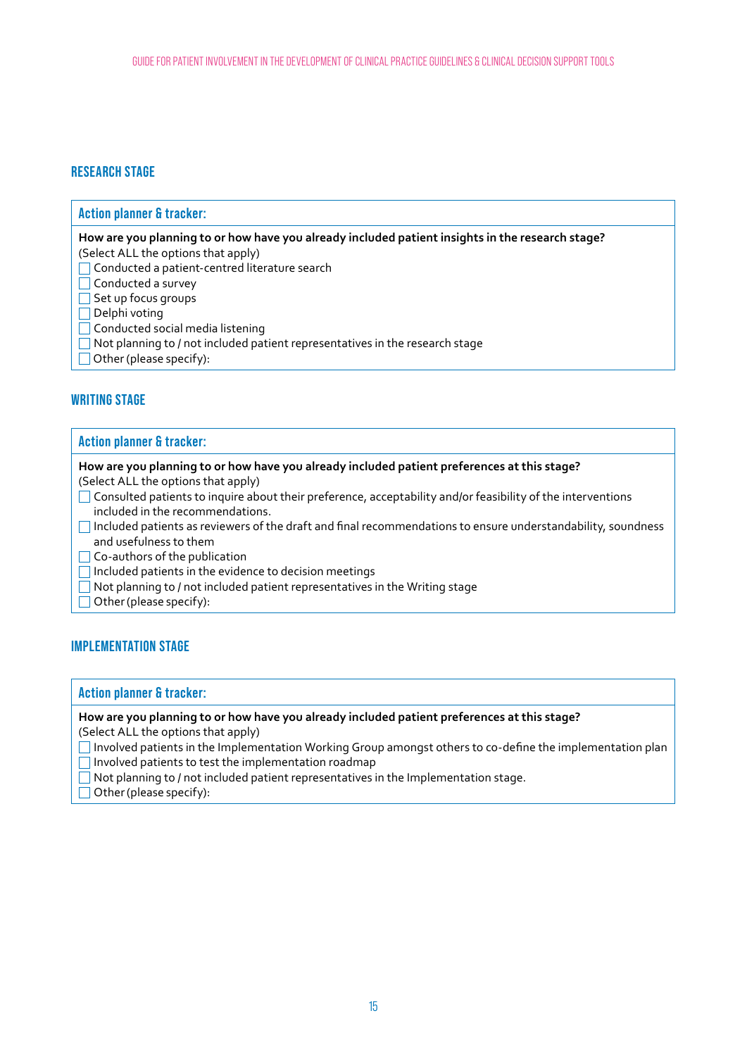## RESEARCH STAGE

### Action planner & tracker:

**How are you planning to or how have you already included patient insights in the research stage?**
(Select ALL the options that apply)

- [ ] Conducted a patient-centred literature search
- [ ] Conducted a survey
- [ ] Set up focus groups
- [ ] Delphi voting
- [ ] Conducted social media listening
- [ ] Not planning to / not included patient representatives in the research stage
- [ ] Other (please specify):

## WRITING STAGE

### Action planner & tracker:

**How are you planning to or how have you already included patient preferences at this stage?**
(Select ALL the options that apply)

- [ ] Consulted patients to inquire about their preference, acceptability and/or feasibility of the interventions included in the recommendations.
- [ ] Included patients as reviewers of the draft and final recommendations to ensure understandability, soundness and usefulness to them
- [ ] Co-authors of the publication
- [ ] Included patients in the evidence to decision meetings
- [ ] Not planning to / not included patient representatives in the Writing stage
- [ ] Other (please specify):

## IMPLEMENTATION STAGE

### Action planner & tracker:

**How are you planning to or how have you already included patient preferences at this stage?**
(Select ALL the options that apply)

- [ ] Involved patients in the Implementation Working Group amongst others to co-define the implementation plan
- [ ] Involved patients to test the implementation roadmap
- [ ] Not planning to / not included patient representatives in the Implementation stage.
- [ ] Other (please specify):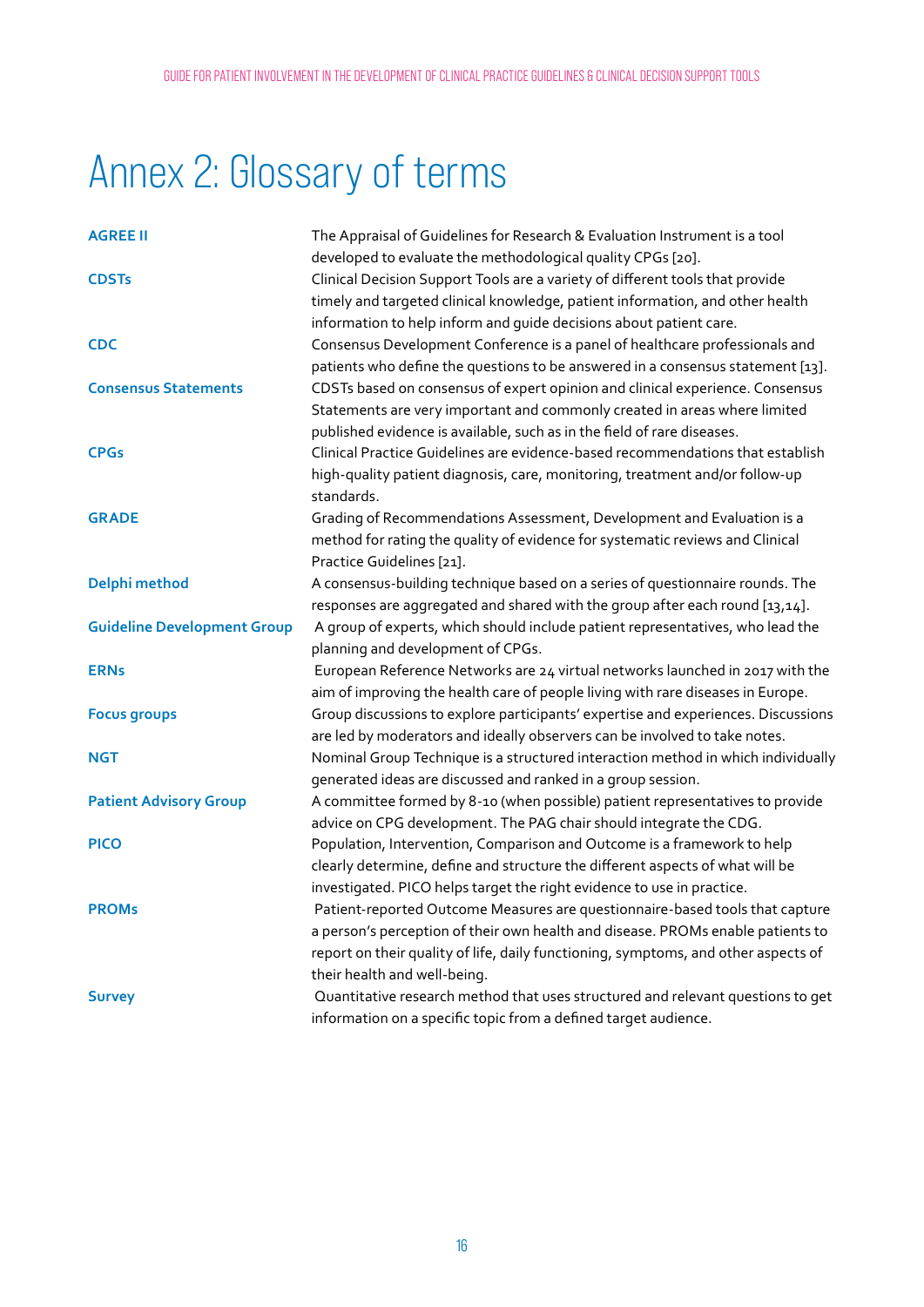# Annex 2: Glossary of terms

| | |
|---|---|
| **AGREE II** | The Appraisal of Guidelines for Research & Evaluation Instrument is a tool developed to evaluate the methodological quality CPGs [20]. |
| **CDSTs** | Clinical Decision Support Tools are a variety of different tools that provide timely and targeted clinical knowledge, patient information, and other health information to help inform and guide decisions about patient care. |
| **CDC** | Consensus Development Conference is a panel of healthcare professionals and patients who define the questions to be answered in a consensus statement [13]. |
| **Consensus Statements** | CDSTs based on consensus of expert opinion and clinical experience. Consensus Statements are very important and commonly created in areas where limited published evidence is available, such as in the field of rare diseases. |
| **CPGs** | Clinical Practice Guidelines are evidence-based recommendations that establish high-quality patient diagnosis, care, monitoring, treatment and/or follow-up standards. |
| **GRADE** | Grading of Recommendations Assessment, Development and Evaluation is a method for rating the quality of evidence for systematic reviews and Clinical Practice Guidelines [21]. |
| **Delphi method** | A consensus-building technique based on a series of questionnaire rounds. The responses are aggregated and shared with the group after each round [13,14]. |
| **Guideline Development Group** | A group of experts, which should include patient representatives, who lead the planning and development of CPGs. |
| **ERNs** | European Reference Networks are 24 virtual networks launched in 2017 with the aim of improving the health care of people living with rare diseases in Europe. |
| **Focus groups** | Group discussions to explore participants' expertise and experiences. Discussions are led by moderators and ideally observers can be involved to take notes. |
| **NGT** | Nominal Group Technique is a structured interaction method in which individually generated ideas are discussed and ranked in a group session. |
| **Patient Advisory Group** | A committee formed by 8-10 (when possible) patient representatives to provide advice on CPG development. The PAG chair should integrate the CDG. |
| **PICO** | Population, Intervention, Comparison and Outcome is a framework to help clearly determine, define and structure the different aspects of what will be investigated. PICO helps target the right evidence to use in practice. |
| **PROMs** | Patient-reported Outcome Measures are questionnaire-based tools that capture a person's perception of their own health and disease. PROMs enable patients to report on their quality of life, daily functioning, symptoms, and other aspects of their health and well-being. |
| **Survey** | Quantitative research method that uses structured and relevant questions to get information on a specific topic from a defined target audience. |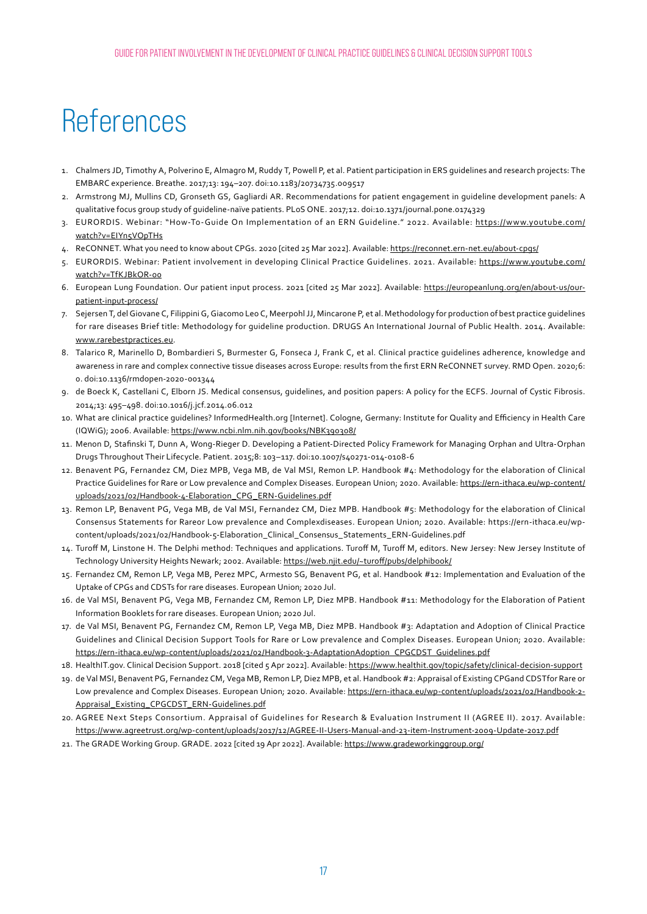# References

1. Chalmers JD, Timothy A, Polverino E, Almagro M, Ruddy T, Powell P, et al. Patient participation in ERS guidelines and research projects: The EMBARC experience. Breathe. 2017;13: 194–207. doi:10.1183/20734735.009517
2. Armstrong MJ, Mullins CD, Gronseth GS, Gagliardi AR. Recommendations for patient engagement in guideline development panels: A qualitative focus group study of guideline-naïve patients. PLoS ONE. 2017;12. doi:10.1371/journal.pone.0174329
3. EURORDIS. Webinar: "How-To-Guide On Implementation of an ERN Guideline." 2022. Available: https://www.youtube.com/watch?v=EIYn5VOpTHs
4. ReCONNET. What you need to know about CPGs. 2020 [cited 25 Mar 2022]. Available: https://reconnet.ern-net.eu/about-cpgs/
5. EURORDIS. Webinar: Patient involvement in developing Clinical Practice Guidelines. 2021. Available: https://www.youtube.com/watch?v=TfKJBkOR-o0
6. European Lung Foundation. Our patient input process. 2021 [cited 25 Mar 2022]. Available: https://europeanlung.org/en/about-us/our-patient-input-process/
7. Sejersen T, del Giovane C, Filippini G, Giacomo Leo C, Meerpohl JJ, Mincarone P, et al. Methodology for production of best practice guidelines for rare diseases Brief title: Methodology for guideline production. DRUGS An International Journal of Public Health. 2014. Available: www.rarebestpractices.eu.
8. Talarico R, Marinello D, Bombardieri S, Burmester G, Fonseca J, Frank C, et al. Clinical practice guidelines adherence, knowledge and awareness in rare and complex connective tissue diseases across Europe: results from the first ERN ReCONNET survey. RMD Open. 2020;6: 0. doi:10.1136/rmdopen-2020-001344
9. de Boeck K, Castellani C, Elborn JS. Medical consensus, guidelines, and position papers: A policy for the ECFS. Journal of Cystic Fibrosis. 2014;13: 495–498. doi:10.1016/j.jcf.2014.06.012
10. What are clinical practice guidelines? InformedHealth.org [Internet]. Cologne, Germany: Institute for Quality and Efficiency in Health Care (IQWiG); 2006. Available: https://www.ncbi.nlm.nih.gov/books/NBK390308/
11. Menon D, Stafinski T, Dunn A, Wong-Rieger D. Developing a Patient-Directed Policy Framework for Managing Orphan and Ultra-Orphan Drugs Throughout Their Lifecycle. Patient. 2015;8: 103–117. doi:10.1007/s40271-014-0108-6
12. Benavent PG, Fernandez CM, Diez MPB, Vega MB, de Val MSI, Remon LP. Handbook #4: Methodology for the elaboration of Clinical Practice Guidelines for Rare or Low prevalence and Complex Diseases. European Union; 2020. Available: https://ern-ithaca.eu/wp-content/uploads/2021/02/Handbook-4-Elaboration_CPG_ERN-Guidelines.pdf
13. Remon LP, Benavent PG, Vega MB, de Val MSI, Fernandez CM, Diez MPB. Handbook #5: Methodology for the elaboration of Clinical Consensus Statements for Rareor Low prevalence and Complexdiseases. European Union; 2020. Available: https://ern-ithaca.eu/wp-content/uploads/2021/02/Handbook-5-Elaboration_Clinical_Consensus_Statements_ERN-Guidelines.pdf
14. Turoff M, Linstone H. The Delphi method: Techniques and applications. Turoff M, Turoff M, editors. New Jersey: New Jersey Institute of Technology University Heights Newark; 2002. Available: https://web.njit.edu/~turoff/pubs/delphibook/
15. Fernandez CM, Remon LP, Vega MB, Perez MPC, Armesto SG, Benavent PG, et al. Handbook #12: Implementation and Evaluation of the Uptake of CPGs and CDSTs for rare diseases. European Union; 2020 Jul.
16. de Val MSI, Benavent PG, Vega MB, Fernandez CM, Remon LP, Diez MPB. Handbook #11: Methodology for the Elaboration of Patient Information Booklets for rare diseases. European Union; 2020 Jul.
17. de Val MSI, Benavent PG, Fernandez CM, Remon LP, Vega MB, Diez MPB. Handbook #3: Adaptation and Adoption of Clinical Practice Guidelines and Clinical Decision Support Tools for Rare or Low prevalence and Complex Diseases. European Union; 2020. Available: https://ern-ithaca.eu/wp-content/uploads/2021/02/Handbook-3-AdaptationAdoption_CPGCDST_Guidelines.pdf
18. HealthIT.gov. Clinical Decision Support. 2018 [cited 5 Apr 2022]. Available: https://www.healthit.gov/topic/safety/clinical-decision-support
19. de Val MSI, Benavent PG, Fernandez CM, Vega MB, Remon LP, Diez MPB, et al. Handbook #2: Appraisal of Existing CPGand CDSTfor Rare or Low prevalence and Complex Diseases. European Union; 2020. Available: https://ern-ithaca.eu/wp-content/uploads/2021/02/Handbook-2-Appraisal_Existing_CPGCDST_ERN-Guidelines.pdf
20. AGREE Next Steps Consortium. Appraisal of Guidelines for Research & Evaluation Instrument II (AGREE II). 2017. Available: https://www.agreetrust.org/wp-content/uploads/2017/12/AGREE-II-Users-Manual-and-23-item-Instrument-2009-Update-2017.pdf
21. The GRADE Working Group. GRADE. 2022 [cited 19 Apr 2022]. Available: https://www.gradeworkinggroup.org/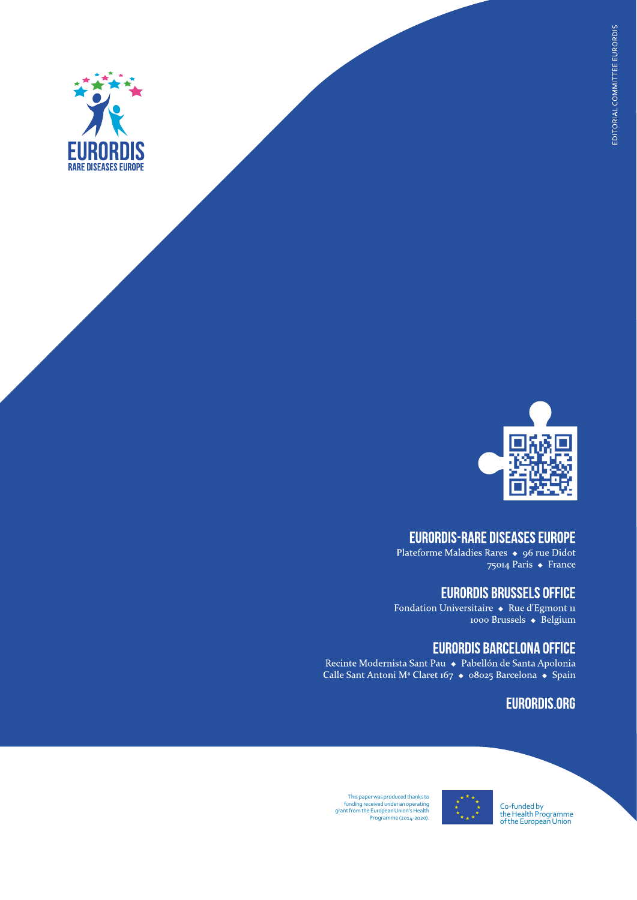EDITORIAL COMMITTEE EURORDIS

EURORDIS
RARE DISEASES EUROPE

## EURORDIS-RARE DISEASES EUROPE

Plateforme Maladies Rares ◆ 96 rue Didot
75014 Paris ◆ France

## EURORDIS BRUSSELS OFFICE

Fondation Universitaire ◆ Rue d'Egmont 11
1000 Brussels ◆ Belgium

## EURORDIS BARCELONA OFFICE

Recinte Modernista Sant Pau ◆ Pabellón de Santa Apolonia
Calle Sant Antoni Mª Claret 167 ◆ 08025 Barcelona ◆ Spain

## EURORDIS.ORG

This paper was produced thanks to funding received under an operating grant from the European Union's Health Programme (2014-2020).

Co-funded by the Health Programme of the European Union